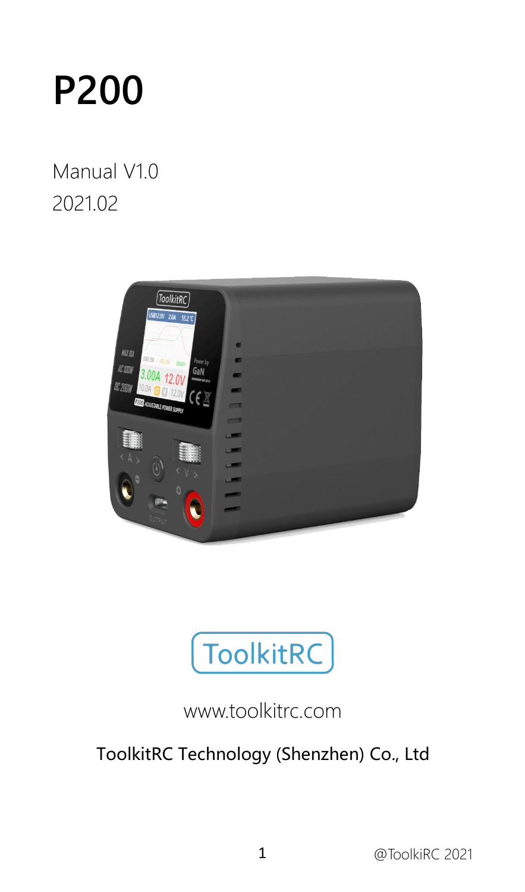# P200

Manual V1.0
2021.02

ToolkitRC

www.toolkitrc.com

ToolkitRC Technology (Shenzhen) Co., Ltd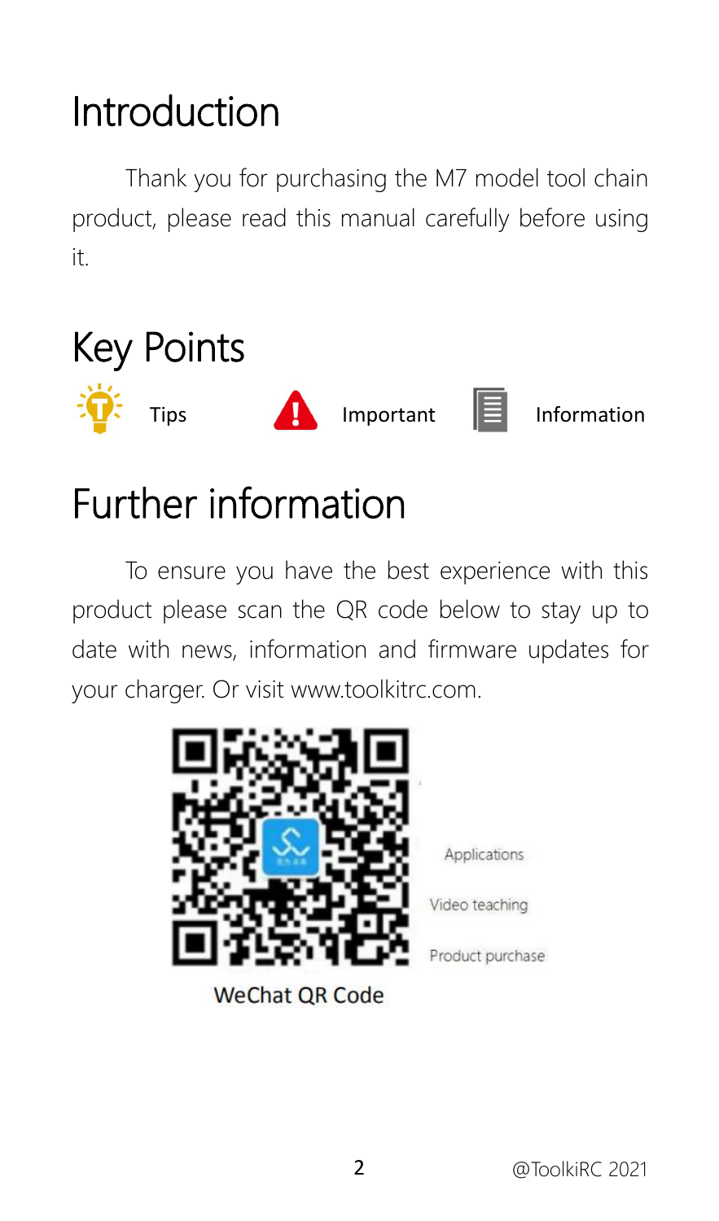# Introduction

Thank you for purchasing the M7 model tool chain product, please read this manual carefully before using it.

# Key Points

Tips    Important    Information

# Further information

To ensure you have the best experience with this product please scan the QR code below to stay up to date with news, information and firmware updates for your charger. Or visit www.toolkitrc.com.

Applications

Video teaching

Product purchase

WeChat QR Code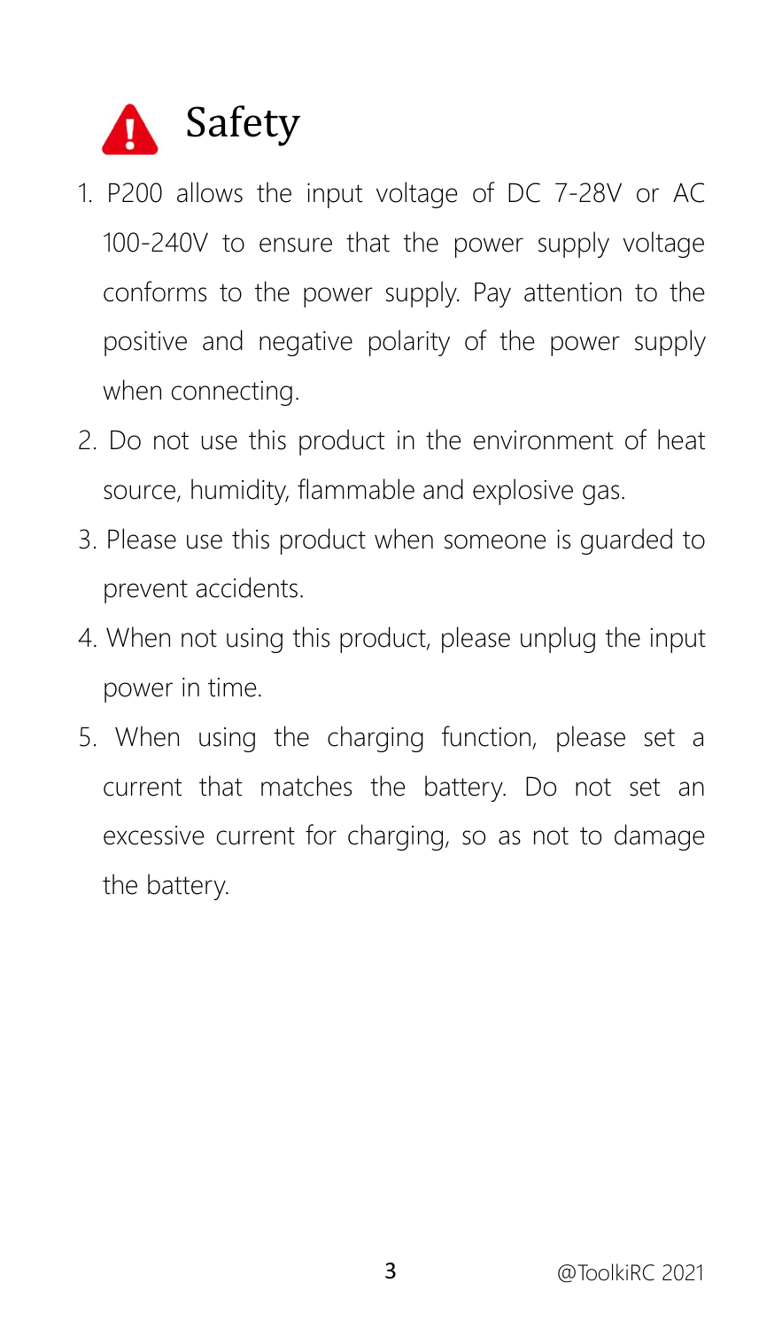# Safety

1. P200 allows the input voltage of DC 7-28V or AC 100-240V to ensure that the power supply voltage conforms to the power supply. Pay attention to the positive and negative polarity of the power supply when connecting.
2. Do not use this product in the environment of heat source, humidity, flammable and explosive gas.
3. Please use this product when someone is guarded to prevent accidents.
4. When not using this product, please unplug the input power in time.
5. When using the charging function, please set a current that matches the battery. Do not set an excessive current for charging, so as not to damage the battery.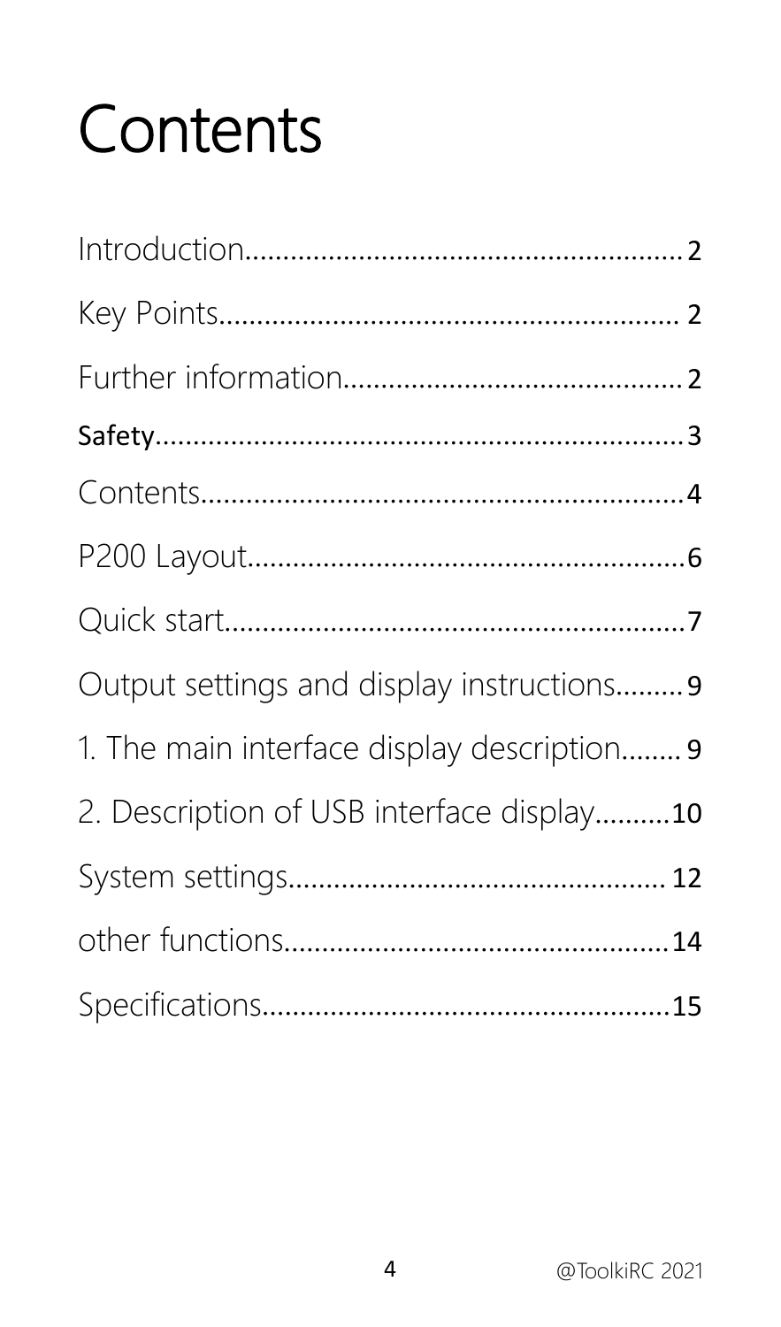# Contents

Introduction........................................................2

Key Points........................................................... 2

Further information............................................2

Safety.....................................................................3

Contents...............................................................4

P200 Layout........................................................6

Quick start...........................................................7

Output settings and display instructions.........9

1. The main interface display description........9

2. Description of USB interface display..........10

System settings................................................. 12

other functions..................................................14

Specifications.....................................................15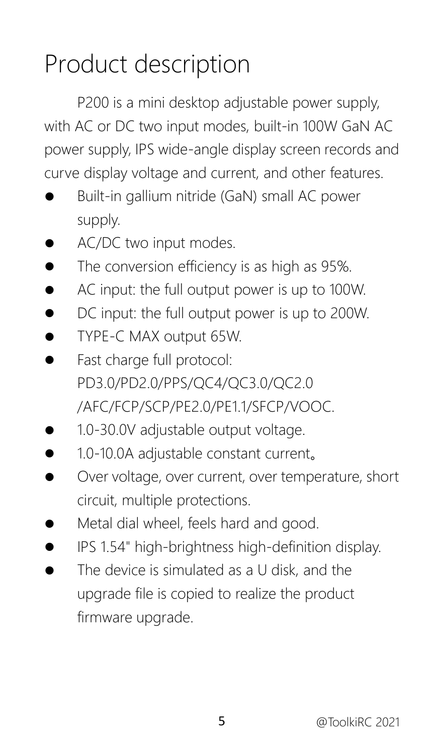# Product description

P200 is a mini desktop adjustable power supply, with AC or DC two input modes, built-in 100W GaN AC power supply, IPS wide-angle display screen records and curve display voltage and current, and other features.

- Built-in gallium nitride (GaN) small AC power supply.
- AC/DC two input modes.
- The conversion efficiency is as high as 95%.
- AC input: the full output power is up to 100W.
- DC input: the full output power is up to 200W.
- TYPE-C MAX output 65W.
- Fast charge full protocol: PD3.0/PD2.0/PPS/QC4/QC3.0/QC2.0 /AFC/FCP/SCP/PE2.0/PE1.1/SFCP/VOOC.
- 1.0-30.0V adjustable output voltage.
- 1.0-10.0A adjustable constant current。
- Over voltage, over current, over temperature, short circuit, multiple protections.
- Metal dial wheel, feels hard and good.
- IPS 1.54" high-brightness high-definition display.
- The device is simulated as a U disk, and the upgrade file is copied to realize the product firmware upgrade.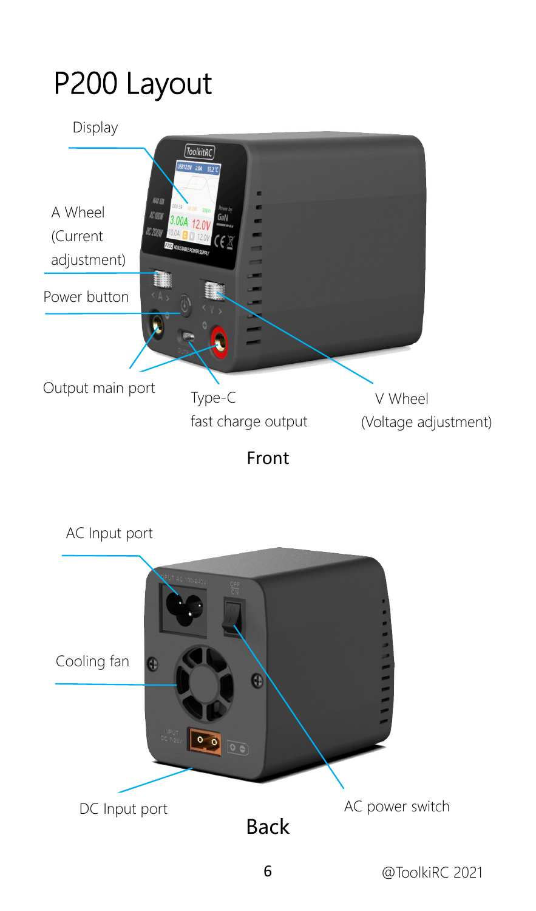# P200 Layout

Display

A Wheel (Current adjustment)

Power button

Output main port

Type-C fast charge output

V Wheel (Voltage adjustment)

Front

AC Input port

Cooling fan

DC Input port

AC power switch

Back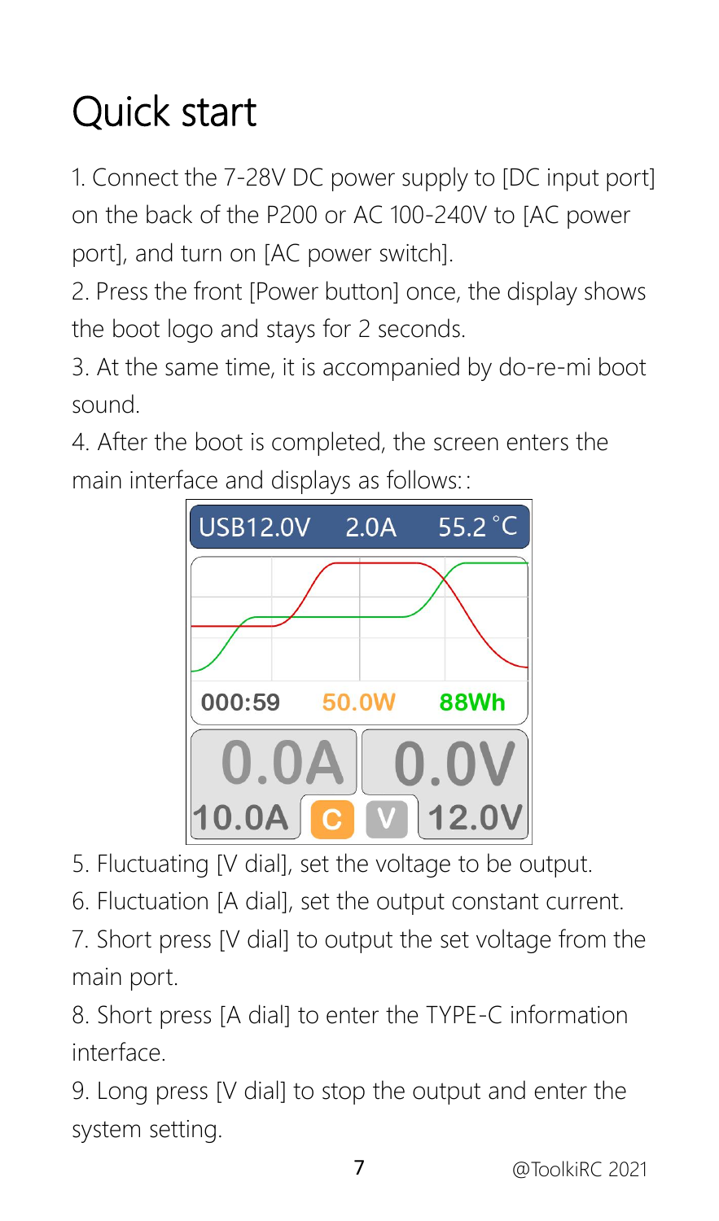# Quick start

1. Connect the 7-28V DC power supply to [DC input port] on the back of the P200 or AC 100-240V to [AC power port], and turn on [AC power switch].
2. Press the front [Power button] once, the display shows the boot logo and stays for 2 seconds.
3. At the same time, it is accompanied by do-re-mi boot sound.
4. After the boot is completed, the screen enters the main interface and displays as follows::
5. Fluctuating [V dial], set the voltage to be output.
6. Fluctuation [A dial], set the output constant current.
7. Short press [V dial] to output the set voltage from the main port.
8. Short press [A dial] to enter the TYPE-C information interface.
9. Long press [V dial] to stop the output and enter the system setting.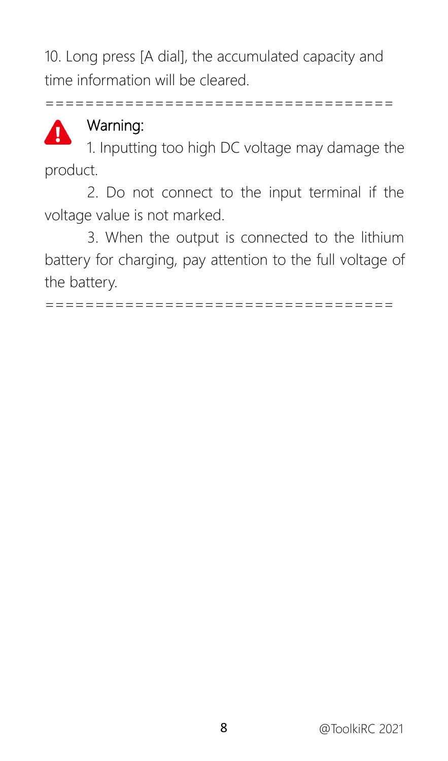10. Long press [A dial], the accumulated capacity and time information will be cleared.

====================================

**Warning:**

1. Inputting too high DC voltage may damage the product.

2. Do not connect to the input terminal if the voltage value is not marked.

3. When the output is connected to the lithium battery for charging, pay attention to the full voltage of the battery.

====================================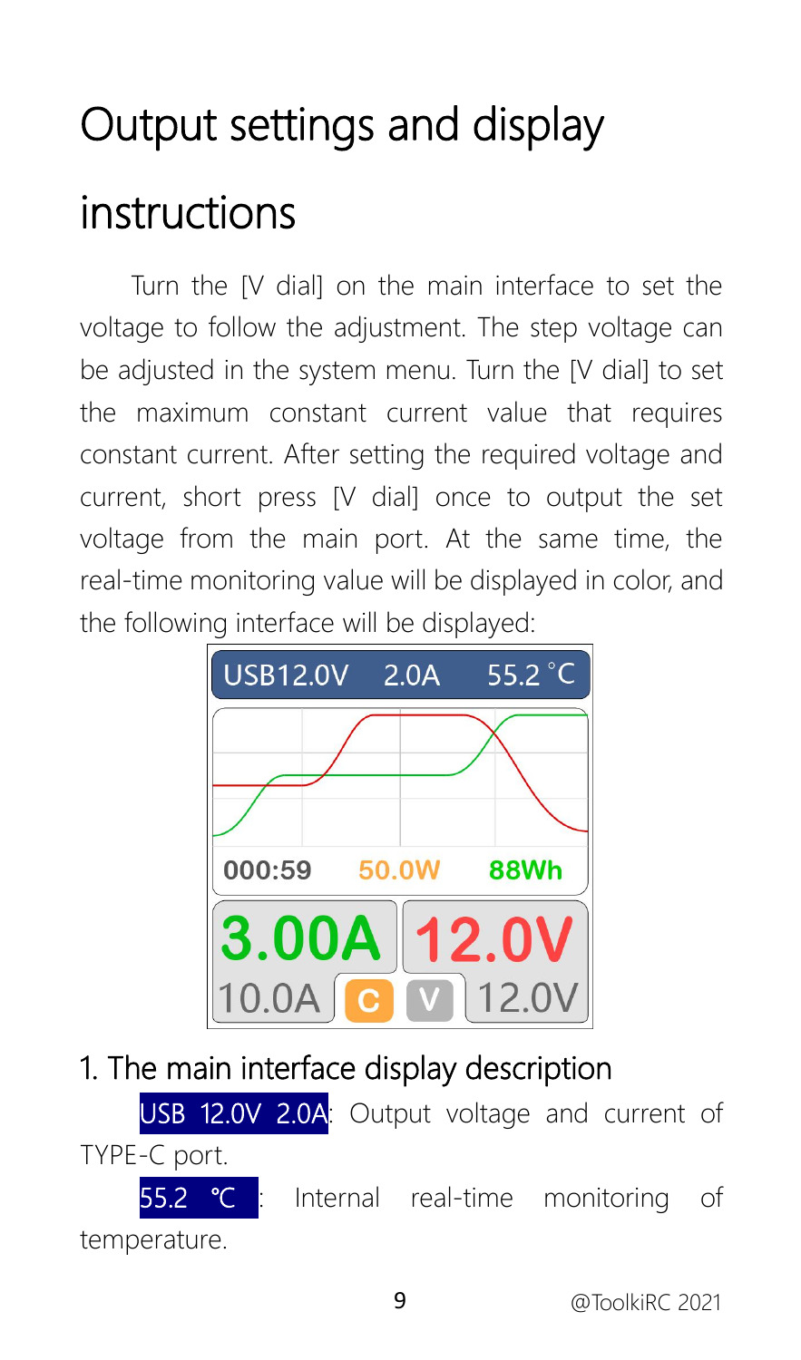# Output settings and display instructions

Turn the [V dial] on the main interface to set the voltage to follow the adjustment. The step voltage can be adjusted in the system menu. Turn the [V dial] to set the maximum constant current value that requires constant current. After setting the required voltage and current, short press [V dial] once to output the set voltage from the main port. At the same time, the real-time monitoring value will be displayed in color, and the following interface will be displayed:

## 1. The main interface display description

USB 12.0V 2.0A: Output voltage and current of TYPE-C port.

55.2 ℃ : Internal real-time monitoring of temperature.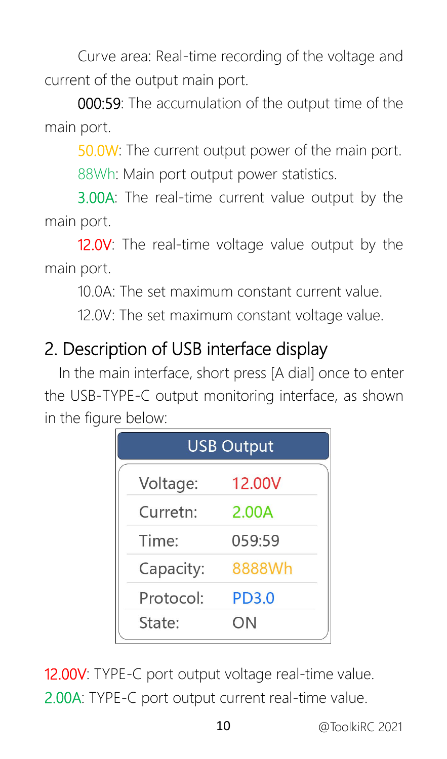Curve area: Real-time recording of the voltage and current of the output main port.

000:59: The accumulation of the output time of the main port.

50.0W: The current output power of the main port.

88Wh: Main port output power statistics.

3.00A: The real-time current value output by the main port.

12.0V: The real-time voltage value output by the main port.

10.0A: The set maximum constant current value.

12.0V: The set maximum constant voltage value.

## 2. Description of USB interface display

In the main interface, short press [A dial] once to enter the USB-TYPE-C output monitoring interface, as shown in the figure below:

| USB Output | |
|---|---|
| Voltage: | 12.00V |
| Curretn: | 2.00A |
| Time: | 059:59 |
| Capacity: | 8888Wh |
| Protocol: | PD3.0 |
| State: | ON |

12.00V: TYPE-C port output voltage real-time value.

2.00A: TYPE-C port output current real-time value.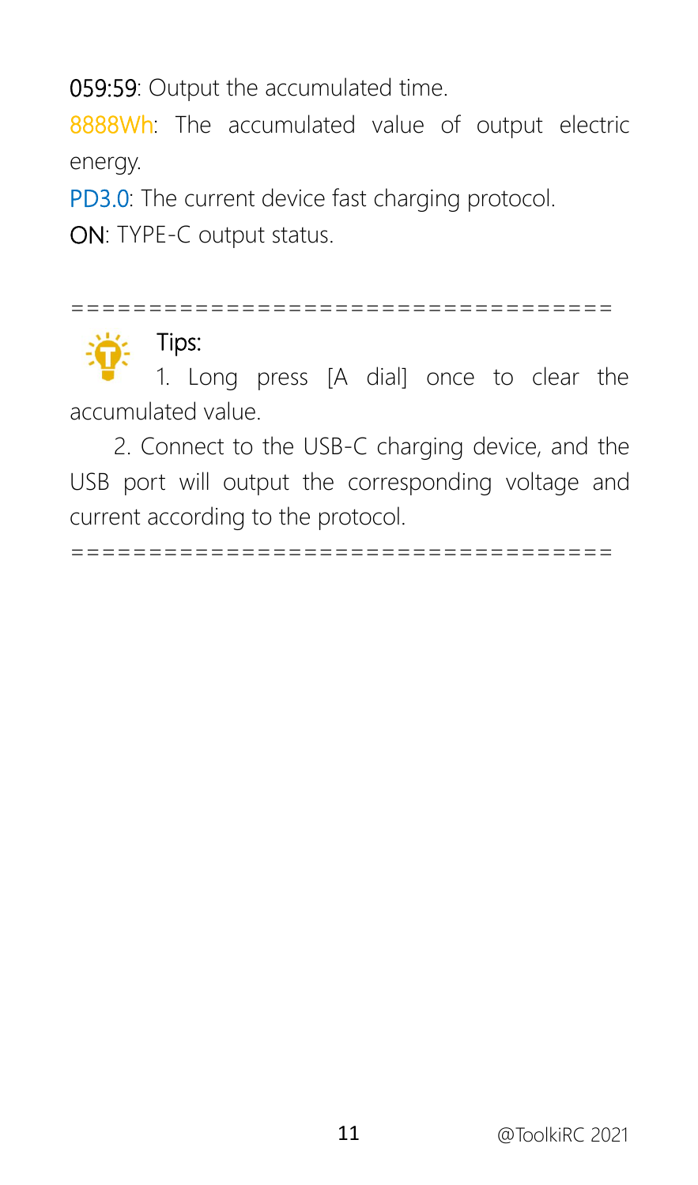**059:59**: Output the accumulated time.

**8888Wh**: The accumulated value of output electric energy.

**PD3.0**: The current device fast charging protocol.

**ON**: TYPE-C output status.

====================================

Tips:

1. Long press [A dial] once to clear the accumulated value.

2. Connect to the USB-C charging device, and the USB port will output the corresponding voltage and current according to the protocol.

====================================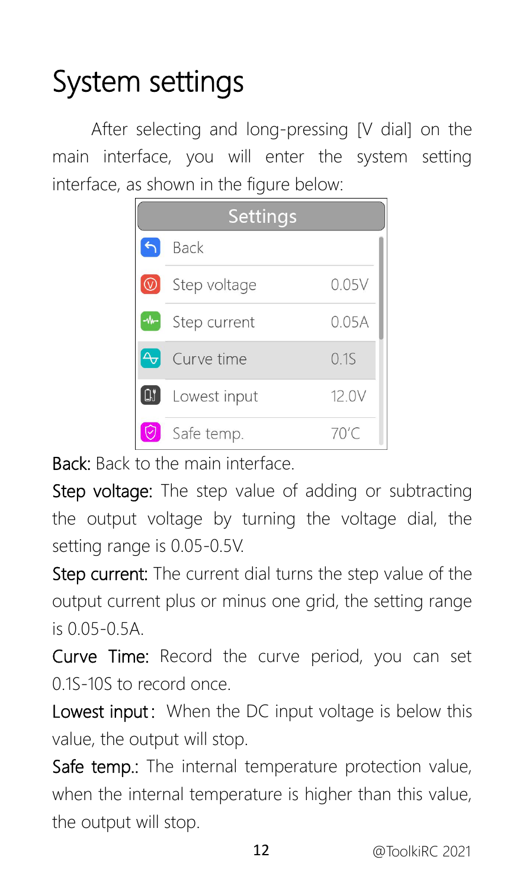# System settings

After selecting and long-pressing [V dial] on the main interface, you will enter the system setting interface, as shown in the figure below:

| Settings | |
|---|---|
| Back | |
| Step voltage | 0.05V |
| Step current | 0.05A |
| Curve time | 0.1S |
| Lowest input | 12.0V |
| Safe temp. | 70'C |

Back: Back to the main interface.

Step voltage: The step value of adding or subtracting the output voltage by turning the voltage dial, the setting range is 0.05-0.5V.

Step current: The current dial turns the step value of the output current plus or minus one grid, the setting range is 0.05-0.5A.

Curve Time: Record the curve period, you can set 0.1S-10S to record once.

Lowest input： When the DC input voltage is below this value, the output will stop.

Safe temp.: The internal temperature protection value, when the internal temperature is higher than this value, the output will stop.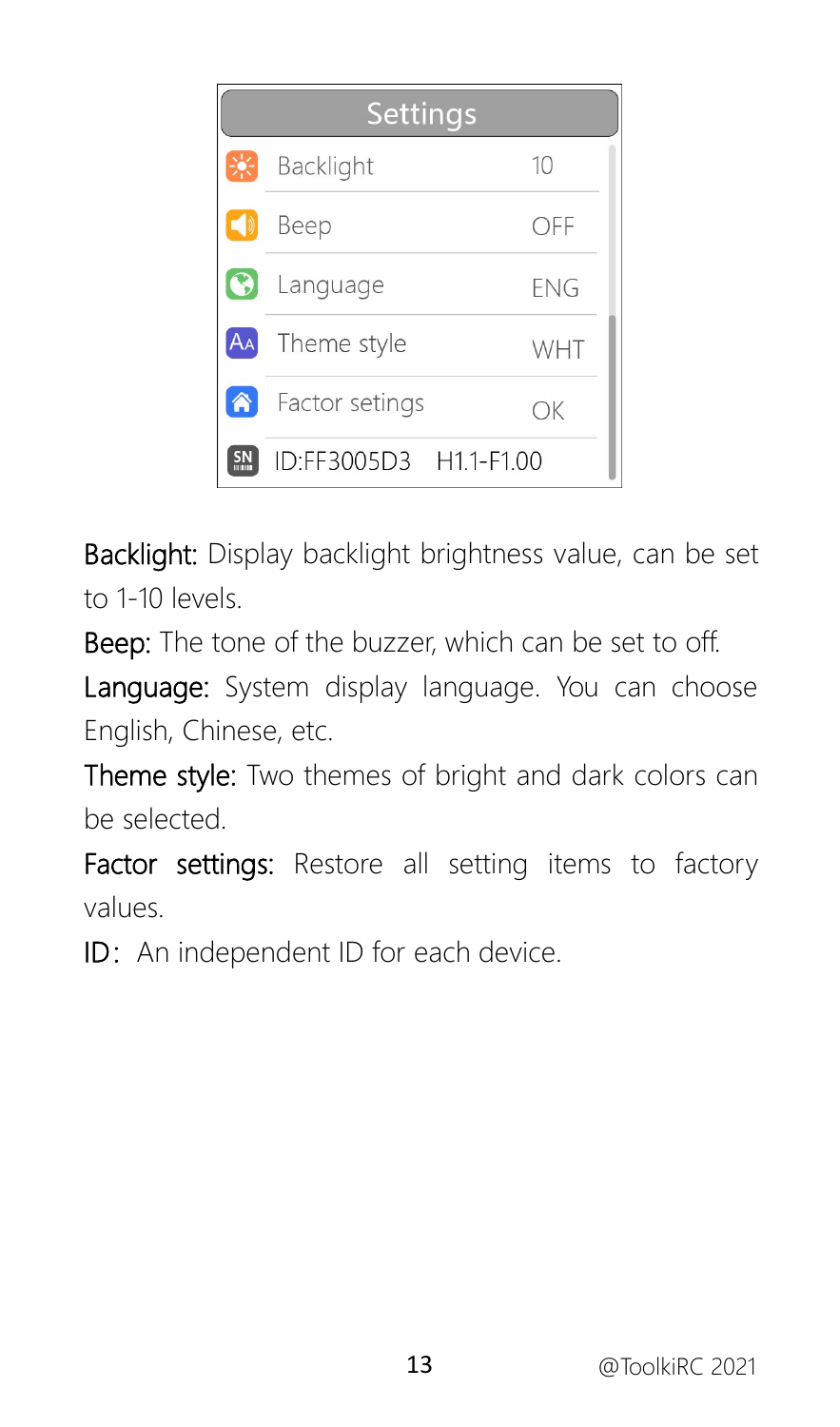| Settings | |
|---|---|
| Backlight | 10 |
| Beep | OFF |
| Language | ENG |
| Theme style | WHT |
| Factor setings | OK |
| ID:FF3005D3 | H1.1-F1.00 |

**Backlight:** Display backlight brightness value, can be set to 1-10 levels.

**Beep:** The tone of the buzzer, which can be set to off.

**Language:** System display language. You can choose English, Chinese, etc.

**Theme style:** Two themes of bright and dark colors can be selected.

**Factor settings:** Restore all setting items to factory values.

**ID：** An independent ID for each device.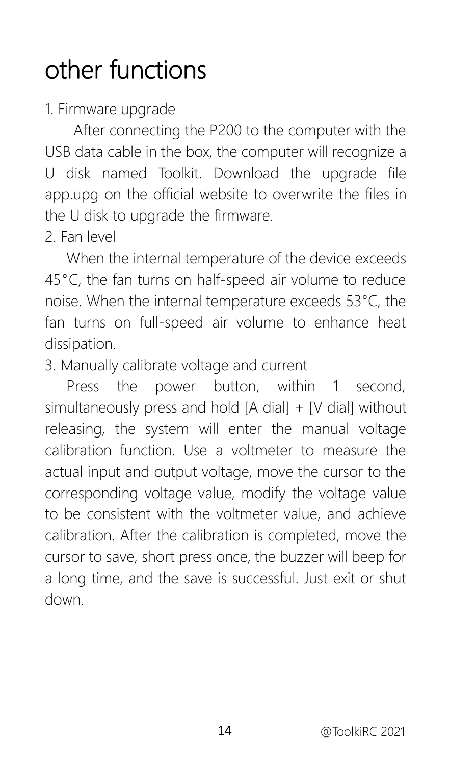# other functions

1. Firmware upgrade

After connecting the P200 to the computer with the USB data cable in the box, the computer will recognize a U disk named Toolkit. Download the upgrade file app.upg on the official website to overwrite the files in the U disk to upgrade the firmware.

2. Fan level

When the internal temperature of the device exceeds 45°C, the fan turns on half-speed air volume to reduce noise. When the internal temperature exceeds 53°C, the fan turns on full-speed air volume to enhance heat dissipation.

3. Manually calibrate voltage and current

Press the power button, within 1 second, simultaneously press and hold [A dial] + [V dial] without releasing, the system will enter the manual voltage calibration function. Use a voltmeter to measure the actual input and output voltage, move the cursor to the corresponding voltage value, modify the voltage value to be consistent with the voltmeter value, and achieve calibration. After the calibration is completed, move the cursor to save, short press once, the buzzer will beep for a long time, and the save is successful. Just exit or shut down.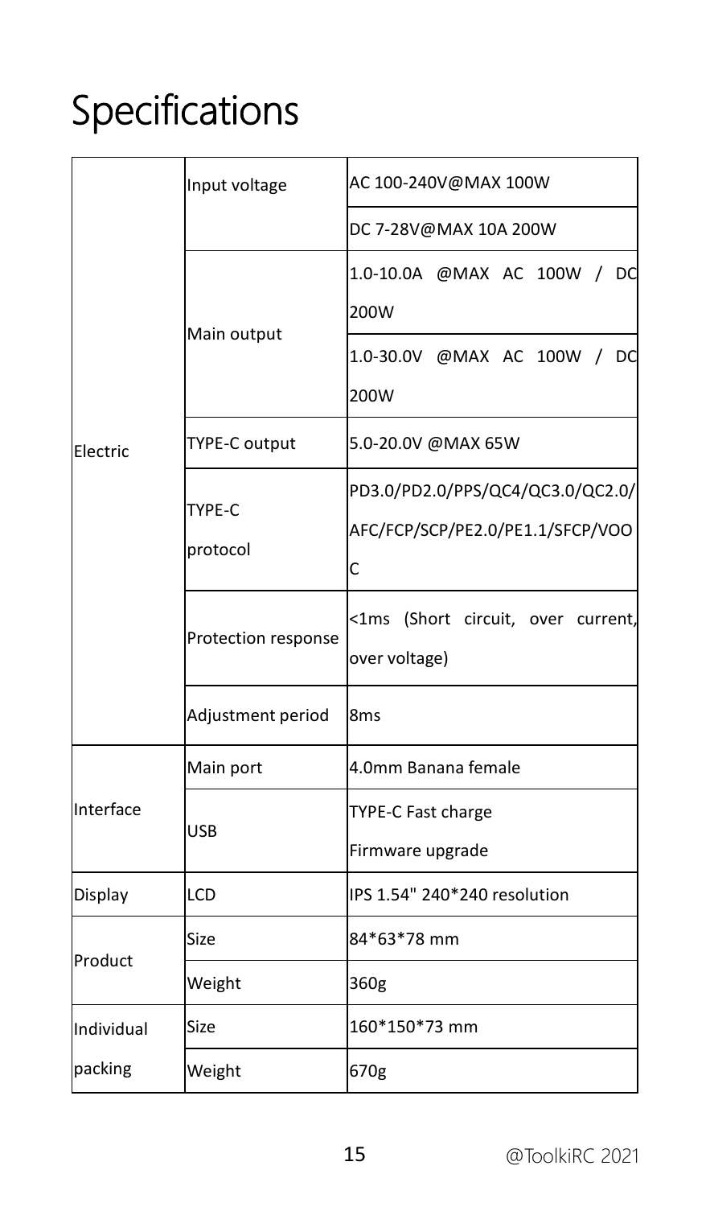# Specifications

| | | |
|---|---|---|
| Electric | Input voltage | AC 100-240V@MAX 100W |
| | | DC 7-28V@MAX 10A 200W |
| | Main output | 1.0-10.0A @MAX AC 100W / DC 200W |
| | | 1.0-30.0V @MAX AC 100W / DC 200W |
| | TYPE-C output | 5.0-20.0V @MAX 65W |
| | TYPE-C protocol | PD3.0/PD2.0/PPS/QC4/QC3.0/QC2.0/AFC/FCP/SCP/PE2.0/PE1.1/SFCP/VOOC |
| | Protection response | <1ms (Short circuit, over current, over voltage) |
| | Adjustment period | 8ms |
| Interface | Main port | 4.0mm Banana female |
| | USB | TYPE-C Fast charge<br>Firmware upgrade |
| Display | LCD | IPS 1.54" 240*240 resolution |
| Product | Size | 84*63*78 mm |
| | Weight | 360g |
| Individual packing | Size | 160*150*73 mm |
| | Weight | 670g |

@ToolkiRC 2021